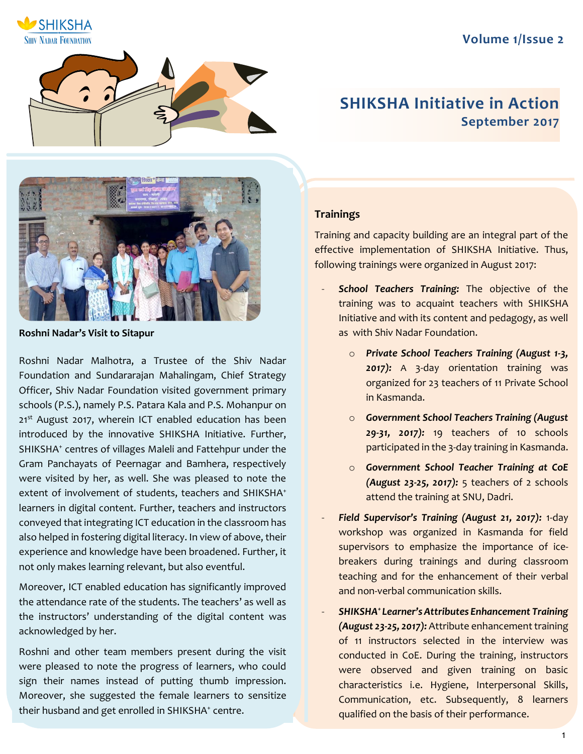# SHIKSHA Initiative in Action

## September 2017

**Roshni Nadar's Visit to Sitapur**

Roshni Nadar Malhotra, a Trustee of the Shiv Nadar Foundation and Sundararajan Mahalingam, Chief Strategy Officer, Shiv Nadar Foundation visited government primary schools (P.S.), namely P.S. Patara Kala and P.S. Mohanpur on 21st August 2017, wherein ICT enabled education has been introduced by the innovative SHIKSHA Initiative. Further, SHIKSHA+ centres of villages Maleli and Fattehpur under the Gram Panchayats of Peernagar and Bamhera, respectively were visited by her, as well. She was pleased to note the extent of involvement of students, teachers and SHIKSHA+ learners in digital content. Further, teachers and instructors conveyed that integrating ICT education in the classroom has also helped in fostering digital literacy. In view of above, their experience and knowledge have been broadened. Further, it not only makes learning relevant, but also eventful.

Moreover, ICT enabled education has significantly improved the attendance rate of the students. The teachers' as well as the instructors' understanding of the digital content was acknowledged by her.

Roshni and other team members present during the visit were pleased to note the progress of learners, who could sign their names instead of putting thumb impression. Moreover, she suggested the female learners to sensitize their husband and get enrolled in SHIKSHA+ centre.

### Trainings

Training and capacity building are an integral part of the effective implementation of SHIKSHA Initiative. Thus, following trainings were organized in August 2017:

- ***School Teachers Training:*** The objective of the training was to acquaint teachers with SHIKSHA Initiative and with its content and pedagogy, as well as with Shiv Nadar Foundation.
  - ***Private School Teachers Training (August 1-3, 2017):*** A 3-day orientation training was organized for 23 teachers of 11 Private School in Kasmanda.
  - ***Government School Teachers Training (August 29-31, 2017):*** 19 teachers of 10 schools participated in the 3-day training in Kasmanda.
  - ***Government School Teacher Training at CoE (August 23-25, 2017):*** 5 teachers of 2 schools attend the training at SNU, Dadri.
- ***Field Supervisor's Training (August 21, 2017):*** 1-day workshop was organized in Kasmanda for field supervisors to emphasize the importance of ice-breakers during trainings and during classroom teaching and for the enhancement of their verbal and non-verbal communication skills.
- ***SHIKSHA+ Learner's Attributes Enhancement Training (August 23-25, 2017):*** Attribute enhancement training of 11 instructors selected in the interview was conducted in CoE. During the training, instructors were observed and given training on basic characteristics i.e. Hygiene, Interpersonal Skills, Communication, etc. Subsequently, 8 learners qualified on the basis of their performance.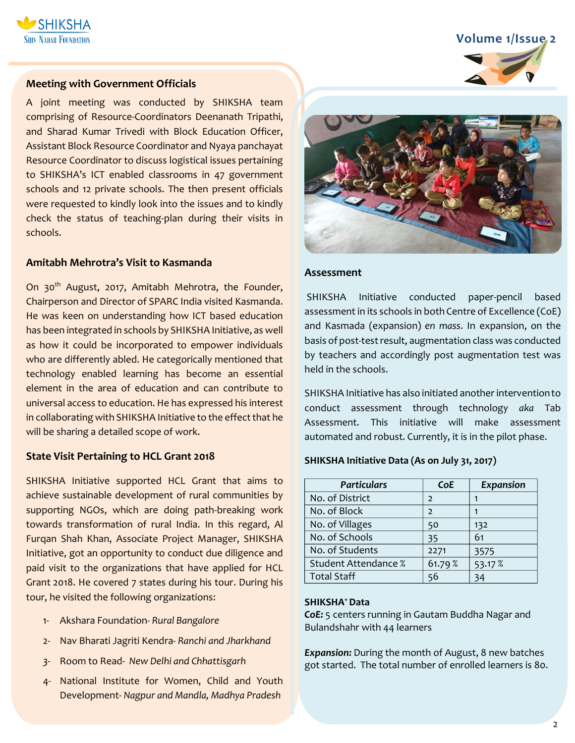## Meeting with Government Officials

A joint meeting was conducted by SHIKSHA team comprising of Resource-Coordinators Deenanath Tripathi, and Sharad Kumar Trivedi with Block Education Officer, Assistant Block Resource Coordinator and Nyaya panchayat Resource Coordinator to discuss logistical issues pertaining to SHIKSHA's ICT enabled classrooms in 47 government schools and 12 private schools. The then present officials were requested to kindly look into the issues and to kindly check the status of teaching-plan during their visits in schools.

## Amitabh Mehrotra's Visit to Kasmanda

On 30th August, 2017, Amitabh Mehrotra, the Founder, Chairperson and Director of SPARC India visited Kasmanda. He was keen on understanding how ICT based education has been integrated in schools by SHIKSHA Initiative, as well as how it could be incorporated to empower individuals who are differently abled. He categorically mentioned that technology enabled learning has become an essential element in the area of education and can contribute to universal access to education. He has expressed his interest in collaborating with SHIKSHA Initiative to the effect that he will be sharing a detailed scope of work.

## State Visit Pertaining to HCL Grant 2018

SHIKSHA Initiative supported HCL Grant that aims to achieve sustainable development of rural communities by supporting NGOs, which are doing path-breaking work towards transformation of rural India. In this regard, Al Furqan Shah Khan, Associate Project Manager, SHIKSHA Initiative, got an opportunity to conduct due diligence and paid visit to the organizations that have applied for HCL Grant 2018. He covered 7 states during his tour. During his tour, he visited the following organizations:

1- Akshara Foundation- *Rural Bangalore*
2- Nav Bharati Jagriti Kendra- *Ranchi and Jharkhand*
3- Room to Read- *New Delhi and Chhattisgarh*
4- National Institute for Women, Child and Youth Development- *Nagpur and Mandla, Madhya Pradesh*

## Assessment

SHIKSHA Initiative conducted paper-pencil based assessment in its schools in both Centre of Excellence (CoE) and Kasmada (expansion) *en mass*. In expansion, on the basis of post-test result, augmentation class was conducted by teachers and accordingly post augmentation test was held in the schools.

SHIKSHA Initiative has also initiated another intervention to conduct assessment through technology *aka* Tab Assessment. This initiative will make assessment automated and robust. Currently, it is in the pilot phase.

**SHIKSHA Initiative Data (As on July 31, 2017)**

| *Particulars* | *CoE* | *Expansion* |
|---|---|---|
| No. of District | 2 | 1 |
| No. of Block | 2 | 1 |
| No. of Villages | 50 | 132 |
| No. of Schools | 35 | 61 |
| No. of Students | 2271 | 3575 |
| Student Attendance % | 61.79 % | 53.17 % |
| Total Staff | 56 | 34 |

**SHIKSHA+ Data**

***CoE:*** 5 centers running in Gautam Buddha Nagar and Bulandshahr with 44 learners

***Expansion:*** During the month of August, 8 new batches got started. The total number of enrolled learners is 80.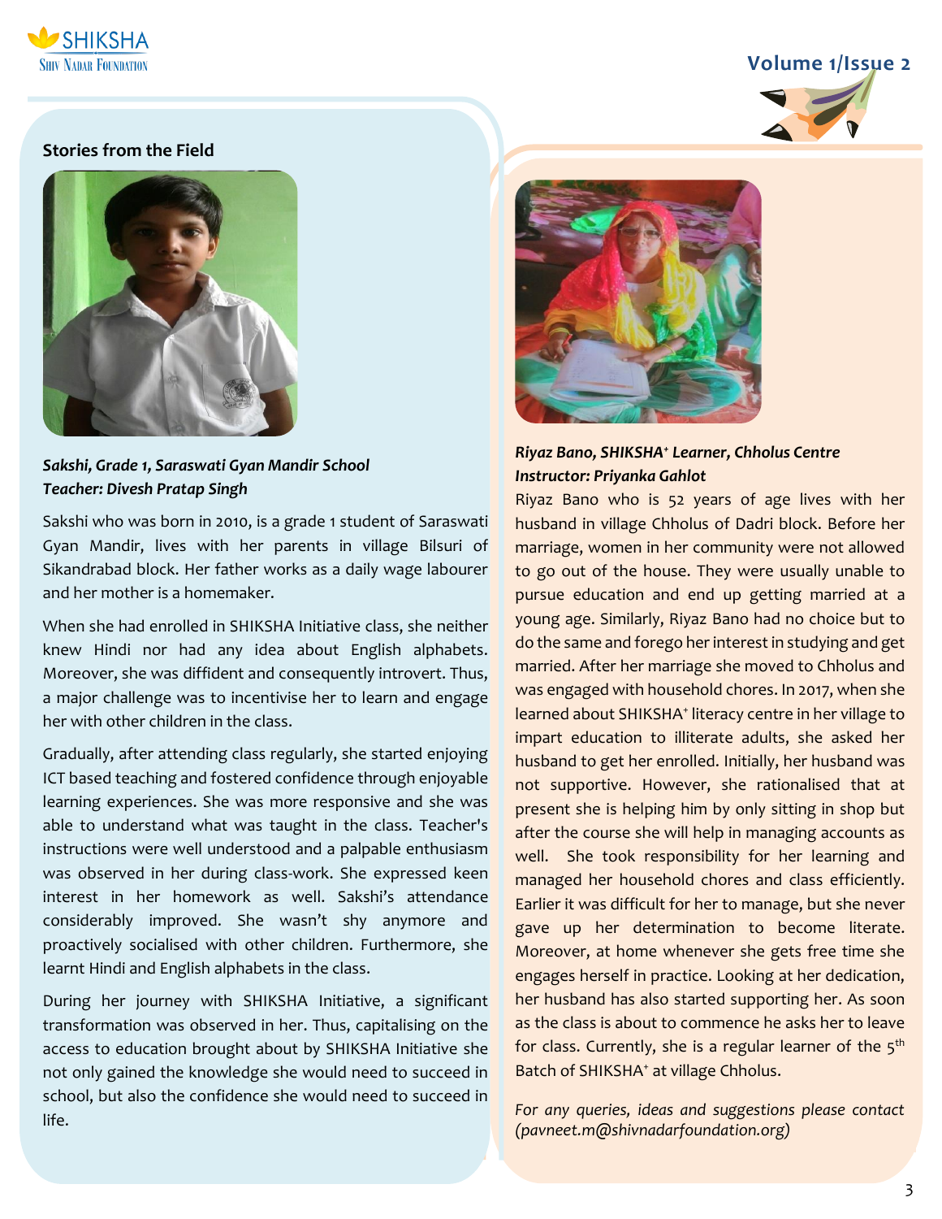## Stories from the Field

***Sakshi, Grade 1, Saraswati Gyan Mandir School***
***Teacher: Divesh Pratap Singh***

Sakshi who was born in 2010, is a grade 1 student of Saraswati Gyan Mandir, lives with her parents in village Bilsuri of Sikandrabad block. Her father works as a daily wage labourer and her mother is a homemaker.

When she had enrolled in SHIKSHA Initiative class, she neither knew Hindi nor had any idea about English alphabets. Moreover, she was diffident and consequently introvert. Thus, a major challenge was to incentivise her to learn and engage her with other children in the class.

Gradually, after attending class regularly, she started enjoying ICT based teaching and fostered confidence through enjoyable learning experiences. She was more responsive and she was able to understand what was taught in the class. Teacher's instructions were well understood and a palpable enthusiasm was observed in her during class-work. She expressed keen interest in her homework as well. Sakshi's attendance considerably improved. She wasn't shy anymore and proactively socialised with other children. Furthermore, she learnt Hindi and English alphabets in the class.

During her journey with SHIKSHA Initiative, a significant transformation was observed in her. Thus, capitalising on the access to education brought about by SHIKSHA Initiative she not only gained the knowledge she would need to succeed in school, but also the confidence she would need to succeed in life.

***Riyaz Bano, SHIKSHA⁺ Learner, Chholus Centre***
***Instructor: Priyanka Gahlot***

Riyaz Bano who is 52 years of age lives with her husband in village Chholus of Dadri block. Before her marriage, women in her community were not allowed to go out of the house. They were usually unable to pursue education and end up getting married at a young age. Similarly, Riyaz Bano had no choice but to do the same and forego her interest in studying and get married. After her marriage she moved to Chholus and was engaged with household chores. In 2017, when she learned about SHIKSHA⁺ literacy centre in her village to impart education to illiterate adults, she asked her husband to get her enrolled. Initially, her husband was not supportive. However, she rationalised that at present she is helping him by only sitting in shop but after the course she will help in managing accounts as well. She took responsibility for her learning and managed her household chores and class efficiently. Earlier it was difficult for her to manage, but she never gave up her determination to become literate. Moreover, at home whenever she gets free time she engages herself in practice. Looking at her dedication, her husband has also started supporting her. As soon as the class is about to commence he asks her to leave for class. Currently, she is a regular learner of the 5th Batch of SHIKSHA⁺ at village Chholus.

*For any queries, ideas and suggestions please contact (pavneet.m@shivnadarfoundation.org)*